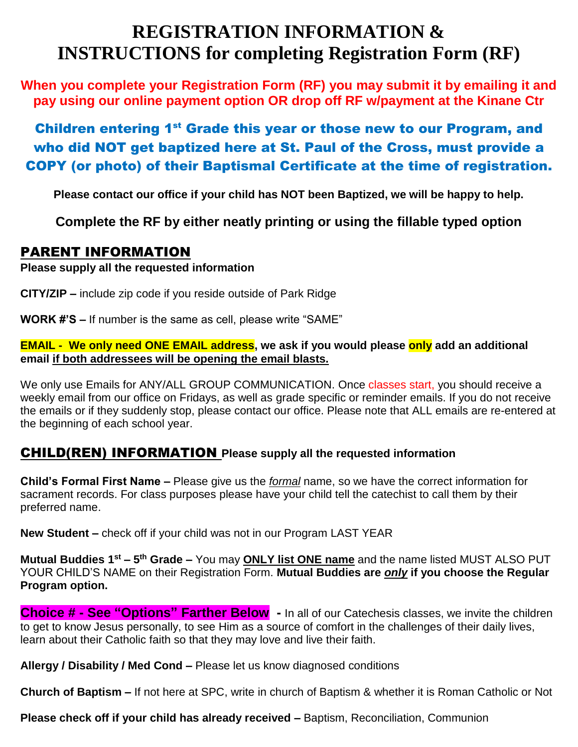# REGISTRATION INFORMATION & INSTRUCTIONS for completing Registration Form (RF)

**When you complete your Registration Form (RF) you may submit it by emailing it and pay using our online payment option OR drop off RF w/payment at the Kinane Ctr**

**Children entering 1st Grade this year or those new to our Program, and who did NOT get baptized here at St. Paul of the Cross, must provide a COPY (or photo) of their Baptismal Certificate at the time of registration.**

**Please contact our office if your child has NOT been Baptized, we will be happy to help.**

**Complete the RF by either neatly printing or using the fillable typed option**

## PARENT INFORMATION

**Please supply all the requested information**

**CITY/ZIP –** include zip code if you reside outside of Park Ridge

**WORK #'S –** If number is the same as cell, please write "SAME"

**EMAIL - We only need ONE EMAIL address, we ask if you would please only add an additional email if both addressees will be opening the email blasts.**

We only use Emails for ANY/ALL GROUP COMMUNICATION. Once classes start, you should receive a weekly email from our office on Fridays, as well as grade specific or reminder emails. If you do not receive the emails or if they suddenly stop, please contact our office. Please note that ALL emails are re-entered at the beginning of each school year.

## CHILD(REN) INFORMATION **Please supply all the requested information**

**Child's Formal First Name –** Please give us the *formal* name, so we have the correct information for sacrament records. For class purposes please have your child tell the catechist to call them by their preferred name.

**New Student –** check off if your child was not in our Program LAST YEAR

**Mutual Buddies 1st – 5th Grade –** You may **ONLY list ONE name** and the name listed MUST ALSO PUT YOUR CHILD'S NAME on their Registration Form. **Mutual Buddies are *only* if you choose the Regular Program option.**

**Choice # - See "Options" Farther Below -** In all of our Catechesis classes, we invite the children to get to know Jesus personally, to see Him as a source of comfort in the challenges of their daily lives, learn about their Catholic faith so that they may love and live their faith.

**Allergy / Disability / Med Cond –** Please let us know diagnosed conditions

**Church of Baptism –** If not here at SPC, write in church of Baptism & whether it is Roman Catholic or Not

**Please check off if your child has already received –** Baptism, Reconciliation, Communion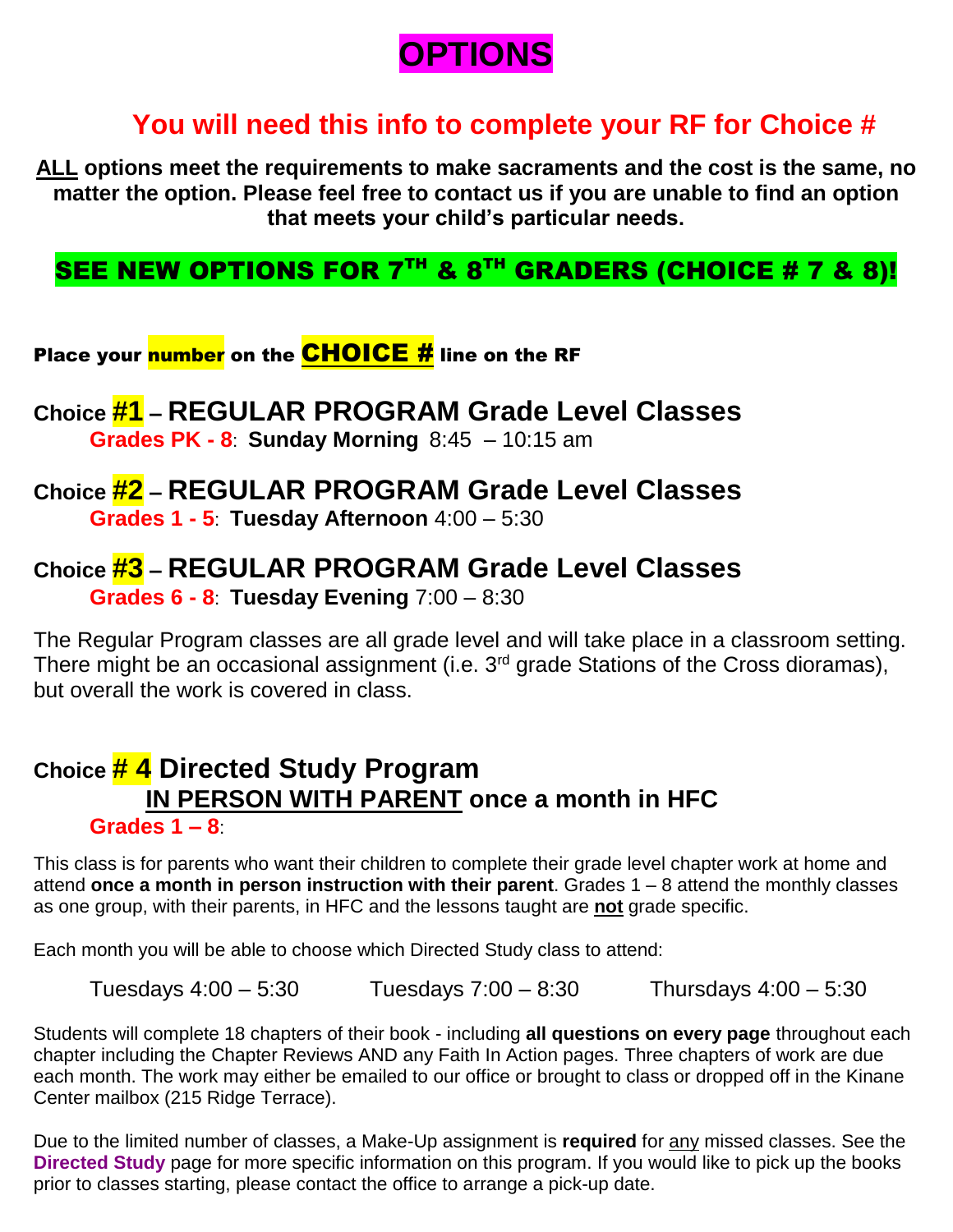# OPTIONS

## You will need this info to complete your RF for Choice #

**ALL options meet the requirements to make sacraments and the cost is the same, no matter the option. Please feel free to contact us if you are unable to find an option that meets your child's particular needs.**

**SEE NEW OPTIONS FOR 7TH & 8TH GRADERS (CHOICE # 7 & 8)!**

**Place your number on the CHOICE # line on the RF**

### Choice #1 – REGULAR PROGRAM Grade Level Classes

**Grades PK - 8**: **Sunday Morning** 8:45 – 10:15 am

### Choice #2 – REGULAR PROGRAM Grade Level Classes

**Grades 1 - 5**: **Tuesday Afternoon** 4:00 – 5:30

### Choice #3 – REGULAR PROGRAM Grade Level Classes

**Grades 6 - 8**: **Tuesday Evening** 7:00 – 8:30

The Regular Program classes are all grade level and will take place in a classroom setting. There might be an occasional assignment (i.e. 3rd grade Stations of the Cross dioramas), but overall the work is covered in class.

### Choice # 4 Directed Study Program

**IN PERSON WITH PARENT once a month in HFC**

**Grades 1 – 8**:

This class is for parents who want their children to complete their grade level chapter work at home and attend **once a month in person instruction with their parent**. Grades 1 – 8 attend the monthly classes as one group, with their parents, in HFC and the lessons taught are **not** grade specific.

Each month you will be able to choose which Directed Study class to attend:

Tuesdays 4:00 – 5:30 Tuesdays 7:00 – 8:30 Thursdays 4:00 – 5:30

Students will complete 18 chapters of their book - including **all questions on every page** throughout each chapter including the Chapter Reviews AND any Faith In Action pages. Three chapters of work are due each month. The work may either be emailed to our office or brought to class or dropped off in the Kinane Center mailbox (215 Ridge Terrace).

Due to the limited number of classes, a Make-Up assignment is **required** for any missed classes. See the **Directed Study** page for more specific information on this program. If you would like to pick up the books prior to classes starting, please contact the office to arrange a pick-up date.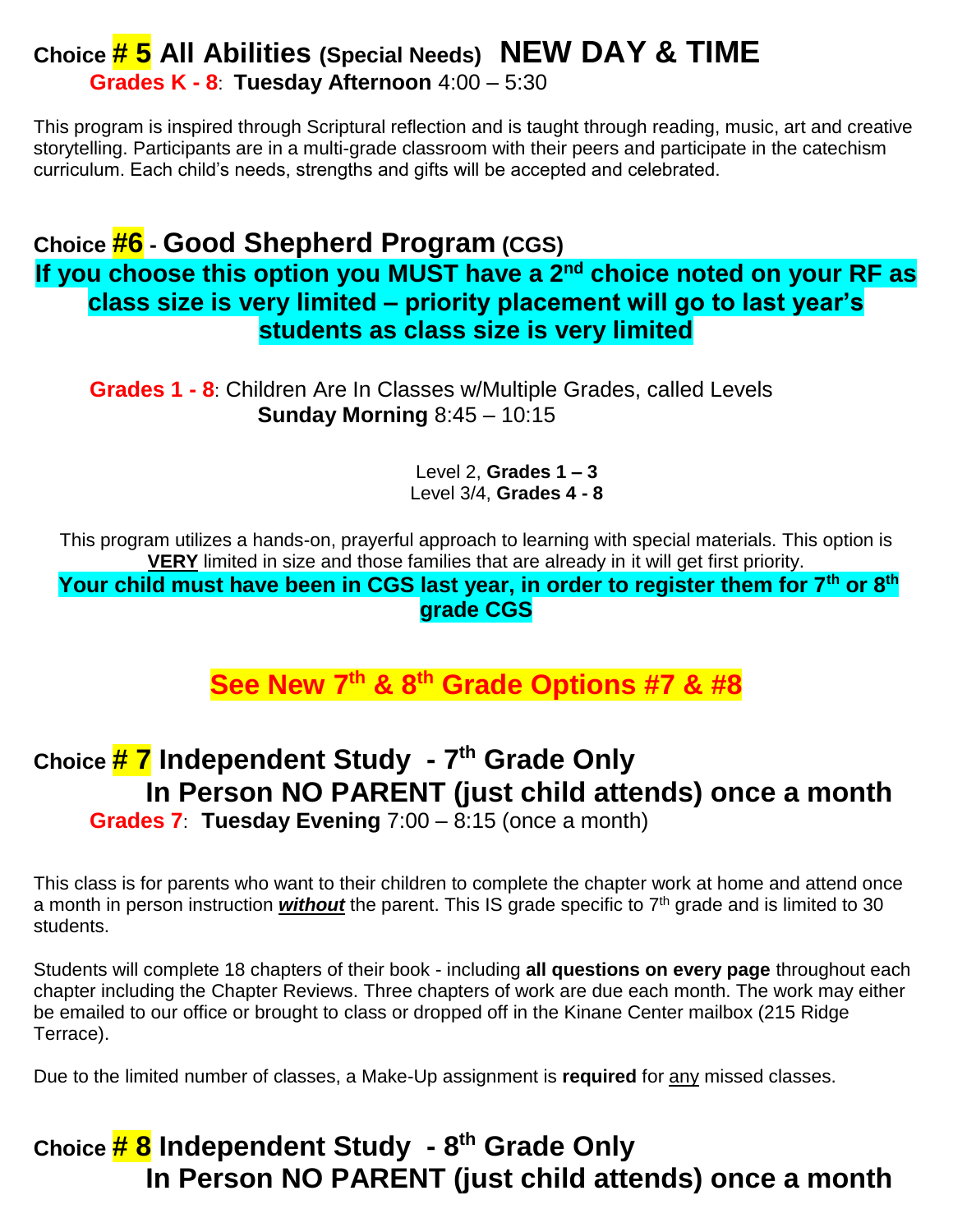## Choice **# 5** All Abilities (Special Needs) NEW DAY & TIME

**Grades K - 8**: **Tuesday Afternoon** 4:00 – 5:30

This program is inspired through Scriptural reflection and is taught through reading, music, art and creative storytelling. Participants are in a multi-grade classroom with their peers and participate in the catechism curriculum. Each child's needs, strengths and gifts will be accepted and celebrated.

## Choice **#6** - Good Shepherd Program (CGS)

**If you choose this option you MUST have a 2nd choice noted on your RF as class size is very limited – priority placement will go to last year's students as class size is very limited**

**Grades 1 - 8**: Children Are In Classes w/Multiple Grades, called Levels
**Sunday Morning** 8:45 – 10:15

Level 2, **Grades 1 – 3**
Level 3/4, **Grades 4 - 8**

This program utilizes a hands-on, prayerful approach to learning with special materials. This option is **VERY** limited in size and those families that are already in it will get first priority.

**Your child must have been in CGS last year, in order to register them for 7th or 8th grade CGS**

**See New 7th & 8th Grade Options #7 & #8**

## Choice **# 7** Independent Study - 7th Grade Only
## In Person NO PARENT (just child attends) once a month

**Grades 7**: **Tuesday Evening** 7:00 – 8:15 (once a month)

This class is for parents who want to their children to complete the chapter work at home and attend once a month in person instruction ***without*** the parent. This IS grade specific to 7th grade and is limited to 30 students.

Students will complete 18 chapters of their book - including **all questions on every page** throughout each chapter including the Chapter Reviews. Three chapters of work are due each month. The work may either be emailed to our office or brought to class or dropped off in the Kinane Center mailbox (215 Ridge Terrace).

Due to the limited number of classes, a Make-Up assignment is **required** for any missed classes.

## Choice **# 8** Independent Study - 8th Grade Only
## In Person NO PARENT (just child attends) once a month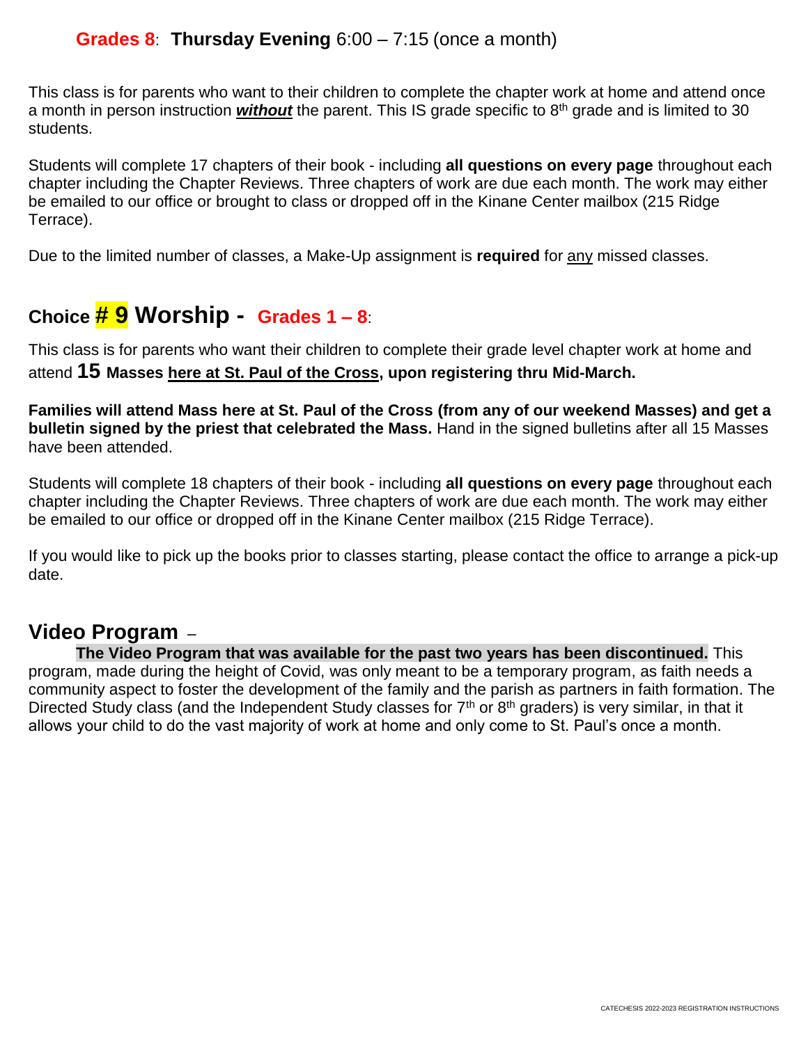**Grades 8**: **Thursday Evening** 6:00 – 7:15 (once a month)

This class is for parents who want to their children to complete the chapter work at home and attend once a month in person instruction ***without*** the parent. This IS grade specific to 8th grade and is limited to 30 students.

Students will complete 17 chapters of their book - including **all questions on every page** throughout each chapter including the Chapter Reviews. Three chapters of work are due each month. The work may either be emailed to our office or brought to class or dropped off in the Kinane Center mailbox (215 Ridge Terrace).

Due to the limited number of classes, a Make-Up assignment is **required** for any missed classes.

## Choice # 9 Worship - Grades 1 – 8:

This class is for parents who want their children to complete their grade level chapter work at home and attend **15 Masses here at St. Paul of the Cross, upon registering thru Mid-March.**

**Families will attend Mass here at St. Paul of the Cross (from any of our weekend Masses) and get a bulletin signed by the priest that celebrated the Mass.** Hand in the signed bulletins after all 15 Masses have been attended.

Students will complete 18 chapters of their book - including **all questions on every page** throughout each chapter including the Chapter Reviews. Three chapters of work are due each month. The work may either be emailed to our office or dropped off in the Kinane Center mailbox (215 Ridge Terrace).

If you would like to pick up the books prior to classes starting, please contact the office to arrange a pick-up date.

## Video Program –

**The Video Program that was available for the past two years has been discontinued.** This program, made during the height of Covid, was only meant to be a temporary program, as faith needs a community aspect to foster the development of the family and the parish as partners in faith formation. The Directed Study class (and the Independent Study classes for 7th or 8th graders) is very similar, in that it allows your child to do the vast majority of work at home and only come to St. Paul's once a month.